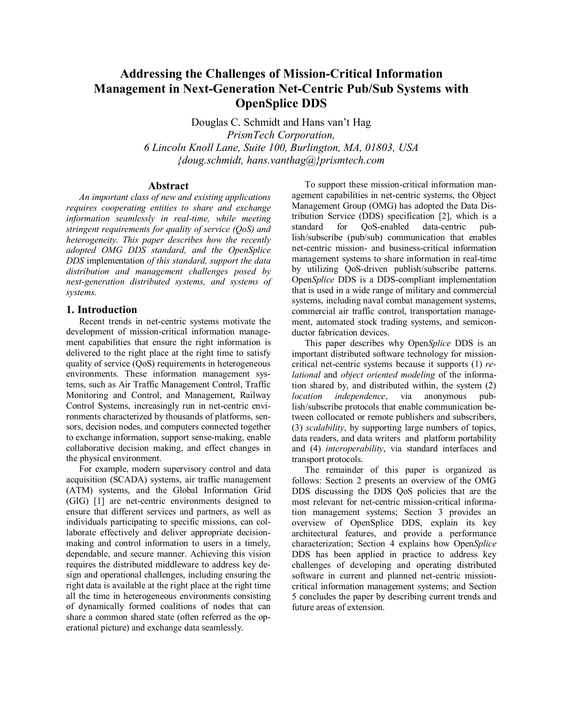# Addressing the Challenges of Mission-Critical Information Management in Next-Generation Net-Centric Pub/Sub Systems with OpenSplice DDS

Douglas C. Schmidt and Hans van't Hag

*PrismTech Corporation,*
*6 Lincoln Knoll Lane, Suite 100, Burlington, MA, 01803, USA*
*{doug.schmidt, hans.vanthag@}prismtech.com*

## Abstract

*An important class of new and existing applications requires cooperating entities to share and exchange information seamlessly in real-time, while meeting stringent requirements for quality of service (QoS) and heterogeneity. This paper describes how the recently adopted OMG DDS standard, and the OpenSplice DDS implementation of this standard, support the data distribution and management challenges posed by next-generation distributed systems, and systems of systems.*

## 1. Introduction

Recent trends in net-centric systems motivate the development of mission-critical information management capabilities that ensure the right information is delivered to the right place at the right time to satisfy quality of service (QoS) requirements in heterogeneous environments. These information management systems, such as Air Traffic Management Control, Traffic Monitoring and Control, and Management, Railway Control Systems, increasingly run in net-centric environments characterized by thousands of platforms, sensors, decision nodes, and computers connected together to exchange information, support sense-making, enable collaborative decision making, and effect changes in the physical environment.

For example, modern supervisory control and data acquisition (SCADA) systems, air traffic management (ATM) systems, and the Global Information Grid (GIG) [1] are net-centric environments designed to ensure that different services and partners, as well as individuals participating to specific missions, can collaborate effectively and deliver appropriate decision-making and control information to users in a timely, dependable, and secure manner. Achieving this vision requires the distributed middleware to address key design and operational challenges, including ensuring the right data is available at the right place at the right time all the time in heterogeneous environments consisting of dynamically formed coalitions of nodes that can share a common shared state (often referred as the operational picture) and exchange data seamlessly.

To support these mission-critical information management capabilities in net-centric systems, the Object Management Group (OMG) has adopted the Data Distribution Service (DDS) specification [2], which is a standard for QoS-enabled data-centric publish/subscribe (pub/sub) communication that enables net-centric mission- and business-critical information management systems to share information in real-time by utilizing QoS-driven publish/subscribe patterns. Open*Splice* DDS is a DDS-compliant implementation that is used in a wide range of military and commercial systems, including naval combat management systems, commercial air traffic control, transportation management, automated stock trading systems, and semiconductor fabrication devices.

This paper describes why Open*Splice* DDS is an important distributed software technology for mission-critical net-centric systems because it supports (1) *relational* and *object oriented modeling* of the information shared by, and distributed within, the system (2) *location independence*, via anonymous publish/subscribe protocols that enable communication between collocated or remote publishers and subscribers, (3) *scalability*, by supporting large numbers of topics, data readers, and data writers and platform portability and (4) *interoperability*, via standard interfaces and transport protocols.

The remainder of this paper is organized as follows: Section 2 presents an overview of the OMG DDS discussing the DDS QoS policies that are the most relevant for net-centric mission-critical information management systems; Section 3 provides an overview of OpenSplice DDS, explain its key architectural features, and provide a performance characterization; Section 4 explains how Open*Splice* DDS has been applied in practice to address key challenges of developing and operating distributed software in current and planned net-centric mission-critical information management systems; and Section 5 concludes the paper by describing current trends and future areas of extension.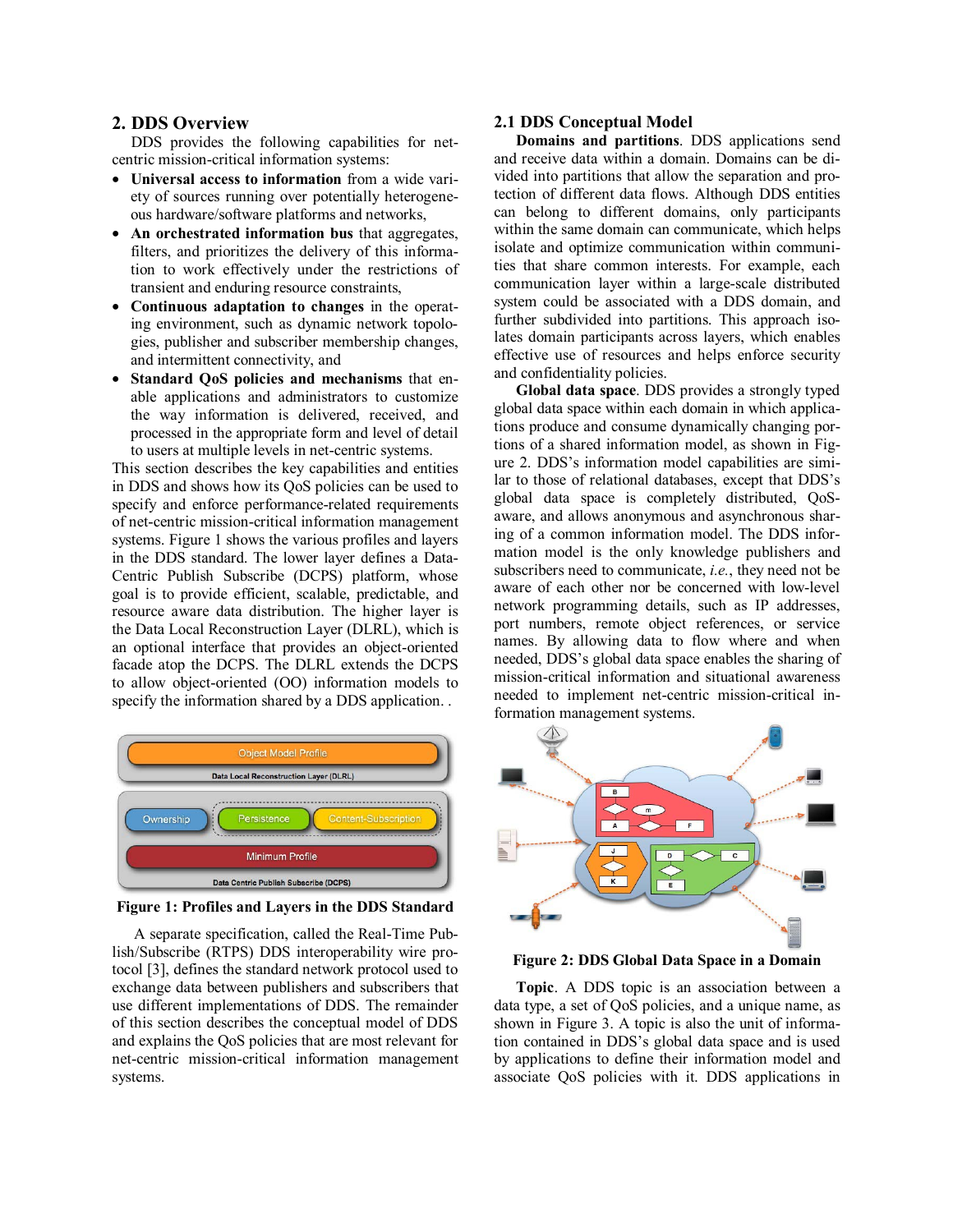## 2. DDS Overview

DDS provides the following capabilities for net-centric mission-critical information systems:

- **Universal access to information** from a wide variety of sources running over potentially heterogeneous hardware/software platforms and networks,
- **An orchestrated information bus** that aggregates, filters, and prioritizes the delivery of this information to work effectively under the restrictions of transient and enduring resource constraints,
- **Continuous adaptation to changes** in the operating environment, such as dynamic network topologies, publisher and subscriber membership changes, and intermittent connectivity, and
- **Standard QoS policies and mechanisms** that enable applications and administrators to customize the way information is delivered, received, and processed in the appropriate form and level of detail to users at multiple levels in net-centric systems.

This section describes the key capabilities and entities in DDS and shows how its QoS policies can be used to specify and enforce performance-related requirements of net-centric mission-critical information management systems. Figure 1 shows the various profiles and layers in the DDS standard. The lower layer defines a Data-Centric Publish Subscribe (DCPS) platform, whose goal is to provide efficient, scalable, predictable, and resource aware data distribution. The higher layer is the Data Local Reconstruction Layer (DLRL), which is an optional interface that provides an object-oriented facade atop the DCPS. The DLRL extends the DCPS to allow object-oriented (OO) information models to specify the information shared by a DDS application. .

Object Model Profile
Data Local Reconstruction Layer (DLRL)
Ownership
Persistence
Content-Subscription
Minimum Profile
Data Centric Publish Subscribe (DCPS)

**Figure 1: Profiles and Layers in the DDS Standard**

A separate specification, called the Real-Time Publish/Subscribe (RTPS) DDS interoperability wire protocol [3], defines the standard network protocol used to exchange data between publishers and subscribers that use different implementations of DDS. The remainder of this section describes the conceptual model of DDS and explains the QoS policies that are most relevant for net-centric mission-critical information management systems.

### 2.1 DDS Conceptual Model

**Domains and partitions**. DDS applications send and receive data within a domain. Domains can be divided into partitions that allow the separation and protection of different data flows. Although DDS entities can belong to different domains, only participants within the same domain can communicate, which helps isolate and optimize communication within communities that share common interests. For example, each communication layer within a large-scale distributed system could be associated with a DDS domain, and further subdivided into partitions. This approach isolates domain participants across layers, which enables effective use of resources and helps enforce security and confidentiality policies.

**Global data space**. DDS provides a strongly typed global data space within each domain in which applications produce and consume dynamically changing portions of a shared information model, as shown in Figure 2. DDS's information model capabilities are similar to those of relational databases, except that DDS's global data space is completely distributed, QoS-aware, and allows anonymous and asynchronous sharing of a common information model. The DDS information model is the only knowledge publishers and subscribers need to communicate, *i.e.*, they need not be aware of each other nor be concerned with low-level network programming details, such as IP addresses, port numbers, remote object references, or service names. By allowing data to flow where and when needed, DDS's global data space enables the sharing of mission-critical information and situational awareness needed to implement net-centric mission-critical information management systems.

B
m
A
F
J
K
D
C
E

**Figure 2: DDS Global Data Space in a Domain**

**Topic**. A DDS topic is an association between a data type, a set of QoS policies, and a unique name, as shown in Figure 3. A topic is also the unit of information contained in DDS's global data space and is used by applications to define their information model and associate QoS policies with it. DDS applications in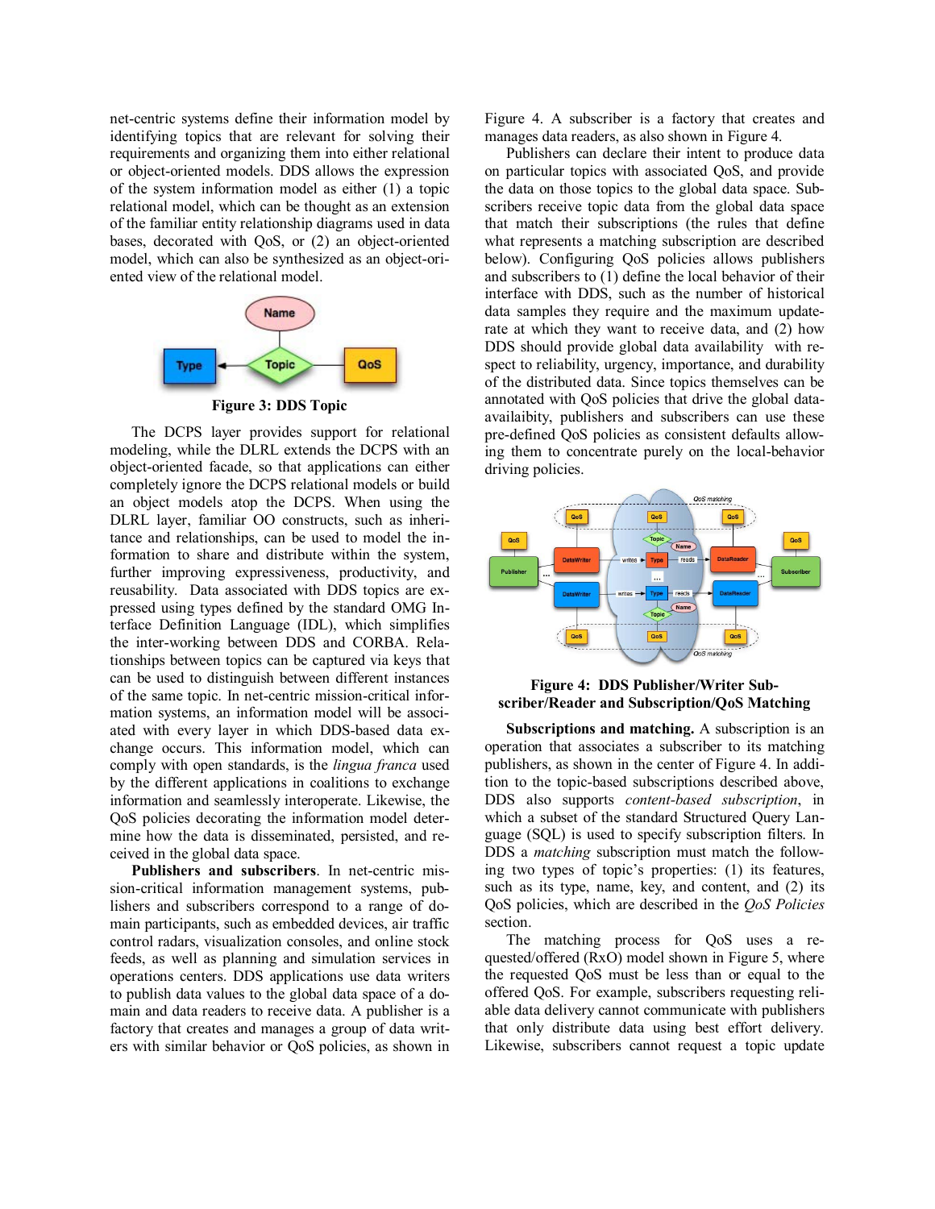net-centric systems define their information model by identifying topics that are relevant for solving their requirements and organizing them into either relational or object-oriented models. DDS allows the expression of the system information model as either (1) a topic relational model, which can be thought as an extension of the familiar entity relationship diagrams used in data bases, decorated with QoS, or (2) an object-oriented model, which can also be synthesized as an object-oriented view of the relational model.

Name

Type

Topic

QoS

**Figure 3: DDS Topic**

The DCPS layer provides support for relational modeling, while the DLRL extends the DCPS with an object-oriented facade, so that applications can either completely ignore the DCPS relational models or build an object models atop the DCPS. When using the DLRL layer, familiar OO constructs, such as inheritance and relationships, can be used to model the information to share and distribute within the system, further improving expressiveness, productivity, and reusability. Data associated with DDS topics are expressed using types defined by the standard OMG Interface Definition Language (IDL), which simplifies the inter-working between DDS and CORBA. Relationships between topics can be captured via keys that can be used to distinguish between different instances of the same topic. In net-centric mission-critical information systems, an information model will be associated with every layer in which DDS-based data exchange occurs. This information model, which can comply with open standards, is the *lingua franca* used by the different applications in coalitions to exchange information and seamlessly interoperate. Likewise, the QoS policies decorating the information model determine how the data is disseminated, persisted, and received in the global data space.

**Publishers and subscribers**. In net-centric mission-critical information management systems, publishers and subscribers correspond to a range of domain participants, such as embedded devices, air traffic control radars, visualization consoles, and online stock feeds, as well as planning and simulation services in operations centers. DDS applications use data writers to publish data values to the global data space of a domain and data readers to receive data. A publisher is a factory that creates and manages a group of data writers with similar behavior or QoS policies, as shown in Figure 4. A subscriber is a factory that creates and manages data readers, as also shown in Figure 4.

Publishers can declare their intent to produce data on particular topics with associated QoS, and provide the data on those topics to the global data space. Subscribers receive topic data from the global data space that match their subscriptions (the rules that define what represents a matching subscription are described below). Configuring QoS policies allows publishers and subscribers to (1) define the local behavior of their interface with DDS, such as the number of historical data samples they require and the maximum update-rate at which they want to receive data, and (2) how DDS should provide global data availability with respect to reliability, urgency, importance, and durability of the distributed data. Since topics themselves can be annotated with QoS policies that drive the global data-availaibity, publishers and subscribers can use these pre-defined QoS policies as consistent defaults allowing them to concentrate purely on the local-behavior driving policies.

QoS matching

QoS QoS QoS QoS QoS

Topic Name

Publisher DataWriter writes Type reads DataReader Subscriber

...

DataWriter writes Type reads DataReader

Name Topic

QoS QoS QoS

QoS matching

**Figure 4: DDS Publisher/Writer Subscriber/Reader and Subscription/QoS Matching**

**Subscriptions and matching.** A subscription is an operation that associates a subscriber to its matching publishers, as shown in the center of Figure 4. In addition to the topic-based subscriptions described above, DDS also supports *content-based subscription*, in which a subset of the standard Structured Query Language (SQL) is used to specify subscription filters. In DDS a *matching* subscription must match the following two types of topic's properties: (1) its features, such as its type, name, key, and content, and (2) its QoS policies, which are described in the *QoS Policies* section.

The matching process for QoS uses a requested/offered (RxO) model shown in Figure 5, where the requested QoS must be less than or equal to the offered QoS. For example, subscribers requesting reliable data delivery cannot communicate with publishers that only distribute data using best effort delivery. Likewise, subscribers cannot request a topic update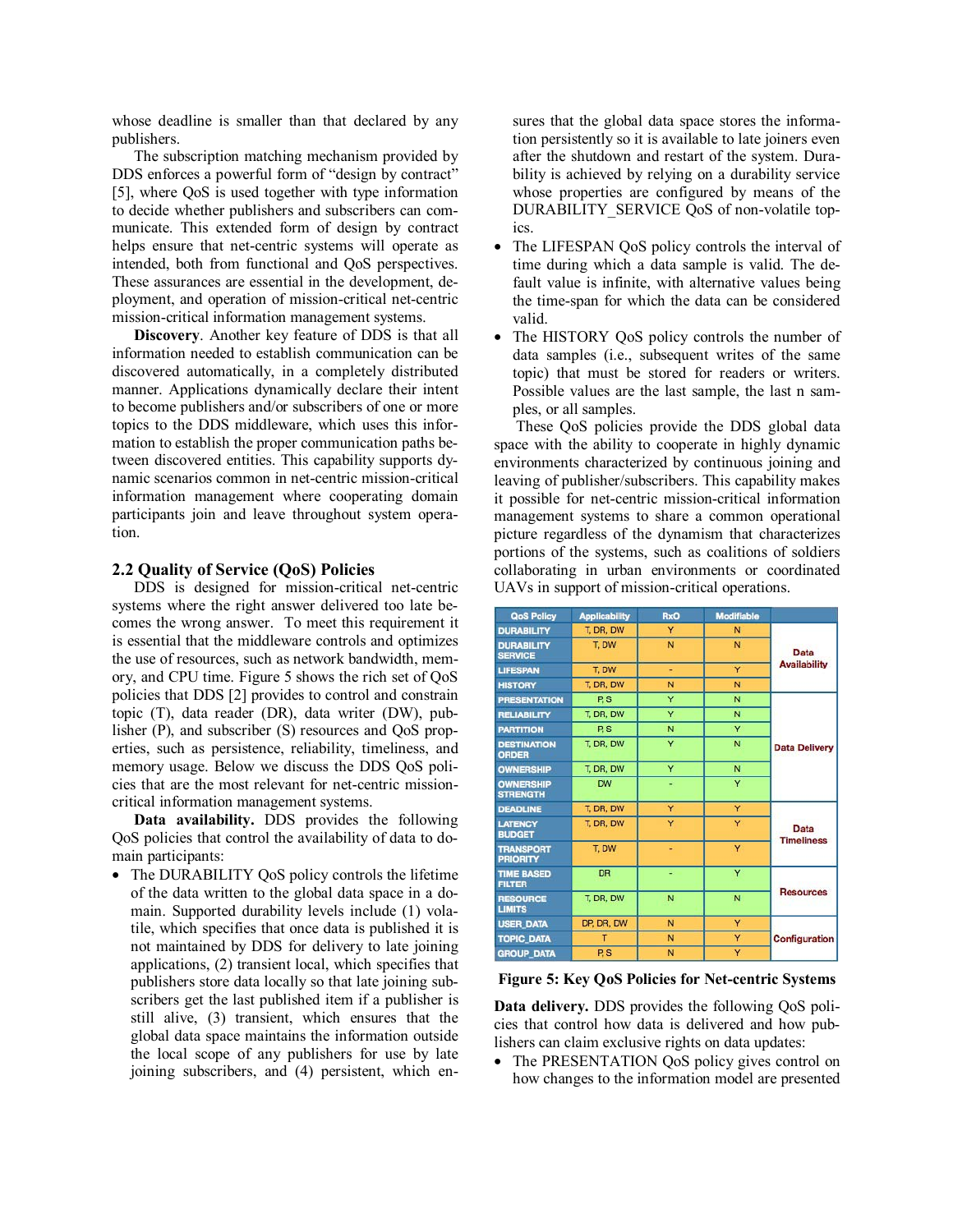whose deadline is smaller than that declared by any publishers.

The subscription matching mechanism provided by DDS enforces a powerful form of "design by contract" [5], where QoS is used together with type information to decide whether publishers and subscribers can communicate. This extended form of design by contract helps ensure that net-centric systems will operate as intended, both from functional and QoS perspectives. These assurances are essential in the development, deployment, and operation of mission-critical net-centric mission-critical information management systems.

**Discovery**. Another key feature of DDS is that all information needed to establish communication can be discovered automatically, in a completely distributed manner. Applications dynamically declare their intent to become publishers and/or subscribers of one or more topics to the DDS middleware, which uses this information to establish the proper communication paths between discovered entities. This capability supports dynamic scenarios common in net-centric mission-critical information management where cooperating domain participants join and leave throughout system operation.

## 2.2 Quality of Service (QoS) Policies

DDS is designed for mission-critical net-centric systems where the right answer delivered too late becomes the wrong answer. To meet this requirement it is essential that the middleware controls and optimizes the use of resources, such as network bandwidth, memory, and CPU time. Figure 5 shows the rich set of QoS policies that DDS [2] provides to control and constrain topic (T), data reader (DR), data writer (DW), publisher (P), and subscriber (S) resources and QoS properties, such as persistence, reliability, timeliness, and memory usage. Below we discuss the DDS QoS policies that are the most relevant for net-centric mission-critical information management systems.

**Data availability.** DDS provides the following QoS policies that control the availability of data to domain participants:

- The DURABILITY QoS policy controls the lifetime of the data written to the global data space in a domain. Supported durability levels include (1) volatile, which specifies that once data is published it is not maintained by DDS for delivery to late joining applications, (2) transient local, which specifies that publishers store data locally so that late joining subscribers get the last published item if a publisher is still alive, (3) transient, which ensures that the global data space maintains the information outside the local scope of any publishers for use by late joining subscribers, and (4) persistent, which ensures that the global data space stores the information persistently so it is available to late joiners even after the shutdown and restart of the system. Durability is achieved by relying on a durability service whose properties are configured by means of the DURABILITY_SERVICE QoS of non-volatile topics.
- The LIFESPAN QoS policy controls the interval of time during which a data sample is valid. The default value is infinite, with alternative values being the time-span for which the data can be considered valid.
- The HISTORY QoS policy controls the number of data samples (i.e., subsequent writes of the same topic) that must be stored for readers or writers. Possible values are the last sample, the last n samples, or all samples.

These QoS policies provide the DDS global data space with the ability to cooperate in highly dynamic environments characterized by continuous joining and leaving of publisher/subscribers. This capability makes it possible for net-centric mission-critical information management systems to share a common operational picture regardless of the dynamism that characterizes portions of the systems, such as coalitions of soldiers collaborating in urban environments or coordinated UAVs in support of mission-critical operations.

| QoS Policy | Applicability | RxO | Modifiable | |
|---|---|---|---|---|
| DURABILITY | T, DR, DW | Y | N | Data Availability |
| DURABILITY SERVICE | T, DW | N | N | |
| LIFESPAN | T, DW | - | Y | |
| HISTORY | T, DR, DW | N | N | |
| PRESENTATION | P, S | Y | N | Data Delivery |
| RELIABILITY | T, DR, DW | Y | N | |
| PARTITION | P, S | N | Y | |
| DESTINATION ORDER | T, DR, DW | Y | N | |
| OWNERSHIP | T, DR, DW | Y | N | |
| OWNERSHIP STRENGTH | DW | - | Y | |
| DEADLINE | T, DR, DW | Y | Y | Data Timeliness |
| LATENCY BUDGET | T, DR, DW | Y | Y | |
| TRANSPORT PRIORITY | T, DW | - | Y | |
| TIME BASED FILTER | DR | - | Y | Resources |
| RESOURCE LIMITS | T, DR, DW | N | N | |
| USER_DATA | DP, DR, DW | N | Y | Configuration |
| TOPIC_DATA | T | N | Y | |
| GROUP_DATA | P, S | N | Y | |

**Figure 5: Key QoS Policies for Net-centric Systems**

**Data delivery.** DDS provides the following QoS policies that control how data is delivered and how publishers can claim exclusive rights on data updates:

- The PRESENTATION QoS policy gives control on how changes to the information model are presented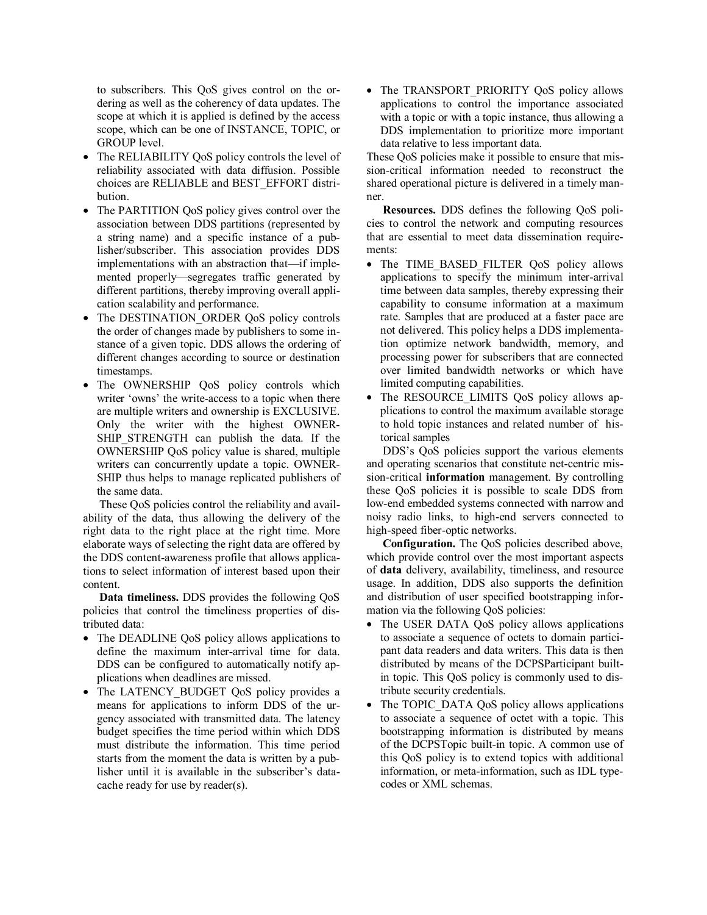to subscribers. This QoS gives control on the ordering as well as the coherency of data updates. The scope at which it is applied is defined by the access scope, which can be one of INSTANCE, TOPIC, or GROUP level.

- The RELIABILITY QoS policy controls the level of reliability associated with data diffusion. Possible choices are RELIABLE and BEST_EFFORT distribution.
- The PARTITION QoS policy gives control over the association between DDS partitions (represented by a string name) and a specific instance of a publisher/subscriber. This association provides DDS implementations with an abstraction that—if implemented properly—segregates traffic generated by different partitions, thereby improving overall application scalability and performance.
- The DESTINATION_ORDER QoS policy controls the order of changes made by publishers to some instance of a given topic. DDS allows the ordering of different changes according to source or destination timestamps.
- The OWNERSHIP QoS policy controls which writer 'owns' the write-access to a topic when there are multiple writers and ownership is EXCLUSIVE. Only the writer with the highest OWNERSHIP_STRENGTH can publish the data. If the OWNERSHIP QoS policy value is shared, multiple writers can concurrently update a topic. OWNERSHIP thus helps to manage replicated publishers of the same data.

These QoS policies control the reliability and availability of the data, thus allowing the delivery of the right data to the right place at the right time. More elaborate ways of selecting the right data are offered by the DDS content-awareness profile that allows applications to select information of interest based upon their content.

**Data timeliness.** DDS provides the following QoS policies that control the timeliness properties of distributed data:

- The DEADLINE QoS policy allows applications to define the maximum inter-arrival time for data. DDS can be configured to automatically notify applications when deadlines are missed.
- The LATENCY_BUDGET QoS policy provides a means for applications to inform DDS of the urgency associated with transmitted data. The latency budget specifies the time period within which DDS must distribute the information. This time period starts from the moment the data is written by a publisher until it is available in the subscriber's datacache ready for use by reader(s).
- The TRANSPORT_PRIORITY QoS policy allows applications to control the importance associated with a topic or with a topic instance, thus allowing a DDS implementation to prioritize more important data relative to less important data.

These QoS policies make it possible to ensure that mission-critical information needed to reconstruct the shared operational picture is delivered in a timely manner.

**Resources.** DDS defines the following QoS policies to control the network and computing resources that are essential to meet data dissemination requirements:

- The TIME_BASED_FILTER QoS policy allows applications to specify the minimum inter-arrival time between data samples, thereby expressing their capability to consume information at a maximum rate. Samples that are produced at a faster pace are not delivered. This policy helps a DDS implementation optimize network bandwidth, memory, and processing power for subscribers that are connected over limited bandwidth networks or which have limited computing capabilities.
- The RESOURCE_LIMITS QoS policy allows applications to control the maximum available storage to hold topic instances and related number of historical samples

DDS's QoS policies support the various elements and operating scenarios that constitute net-centric mission-critical **information** management. By controlling these QoS policies it is possible to scale DDS from low-end embedded systems connected with narrow and noisy radio links, to high-end servers connected to high-speed fiber-optic networks.

**Configuration.** The QoS policies described above, which provide control over the most important aspects of **data** delivery, availability, timeliness, and resource usage. In addition, DDS also supports the definition and distribution of user specified bootstrapping information via the following QoS policies:

- The USER DATA QoS policy allows applications to associate a sequence of octets to domain participant data readers and data writers. This data is then distributed by means of the DCPSParticipant built-in topic. This QoS policy is commonly used to distribute security credentials.
- The TOPIC_DATA QoS policy allows applications to associate a sequence of octet with a topic. This bootstrapping information is distributed by means of the DCPSTopic built-in topic. A common use of this QoS policy is to extend topics with additional information, or meta-information, such as IDL typecodes or XML schemas.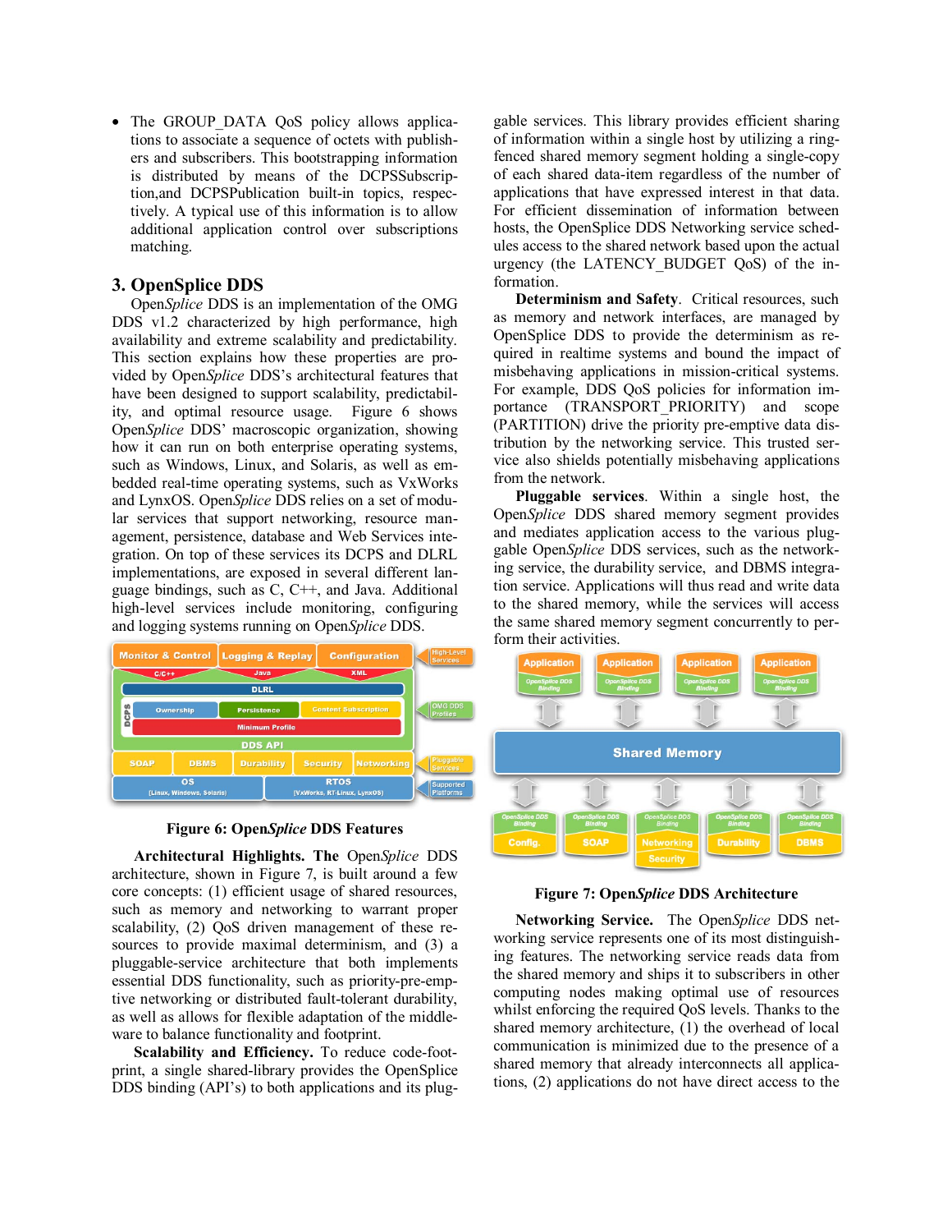- The GROUP_DATA QoS policy allows applications to associate a sequence of octets with publishers and subscribers. This bootstrapping information is distributed by means of the DCPSSubscription,and DCPSPublication built-in topics, respectively. A typical use of this information is to allow additional application control over subscriptions matching.

## 3. OpenSplice DDS

Open*Splice* DDS is an implementation of the OMG DDS v1.2 characterized by high performance, high availability and extreme scalability and predictability. This section explains how these properties are provided by Open*Splice* DDS's architectural features that have been designed to support scalability, predictability, and optimal resource usage. Figure 6 shows Open*Splice* DDS' macroscopic organization, showing how it can run on both enterprise operating systems, such as Windows, Linux, and Solaris, as well as embedded real-time operating systems, such as VxWorks and LynxOS. Open*Splice* DDS relies on a set of modular services that support networking, resource management, persistence, database and Web Services integration. On top of these services its DCPS and DLRL implementations, are exposed in several different language bindings, such as C, C++, and Java. Additional high-level services include monitoring, configuring and logging systems running on Open*Splice* DDS.

**Figure 6: Open*Splice* DDS Features**

**Architectural Highlights. The** Open*Splice* DDS architecture, shown in Figure 7, is built around a few core concepts: (1) efficient usage of shared resources, such as memory and networking to warrant proper scalability, (2) QoS driven management of these resources to provide maximal determinism, and (3) a pluggable-service architecture that both implements essential DDS functionality, such as priority-pre-emptive networking or distributed fault-tolerant durability, as well as allows for flexible adaptation of the middleware to balance functionality and footprint.

**Scalability and Efficiency.** To reduce code-footprint, a single shared-library provides the OpenSplice DDS binding (API's) to both applications and its pluggable services. This library provides efficient sharing of information within a single host by utilizing a ring-fenced shared memory segment holding a single-copy of each shared data-item regardless of the number of applications that have expressed interest in that data. For efficient dissemination of information between hosts, the OpenSplice DDS Networking service schedules access to the shared network based upon the actual urgency (the LATENCY_BUDGET QoS) of the information.

**Determinism and Safety**. Critical resources, such as memory and network interfaces, are managed by OpenSplice DDS to provide the determinism as required in realtime systems and bound the impact of misbehaving applications in mission-critical systems. For example, DDS QoS policies for information importance (TRANSPORT_PRIORITY) and scope (PARTITION) drive the priority pre-emptive data distribution by the networking service. This trusted service also shields potentially misbehaving applications from the network.

**Pluggable services**. Within a single host, the Open*Splice* DDS shared memory segment provides and mediates application access to the various pluggable Open*Splice* DDS services, such as the networking service, the durability service, and DBMS integration service. Applications will thus read and write data to the shared memory, while the services will access the same shared memory segment concurrently to perform their activities.

**Figure 7: Open*Splice* DDS Architecture**

**Networking Service.** The Open*Splice* DDS networking service represents one of its most distinguishing features. The networking service reads data from the shared memory and ships it to subscribers in other computing nodes making optimal use of resources whilst enforcing the required QoS levels. Thanks to the shared memory architecture, (1) the overhead of local communication is minimized due to the presence of a shared memory that already interconnects all applications, (2) applications do not have direct access to the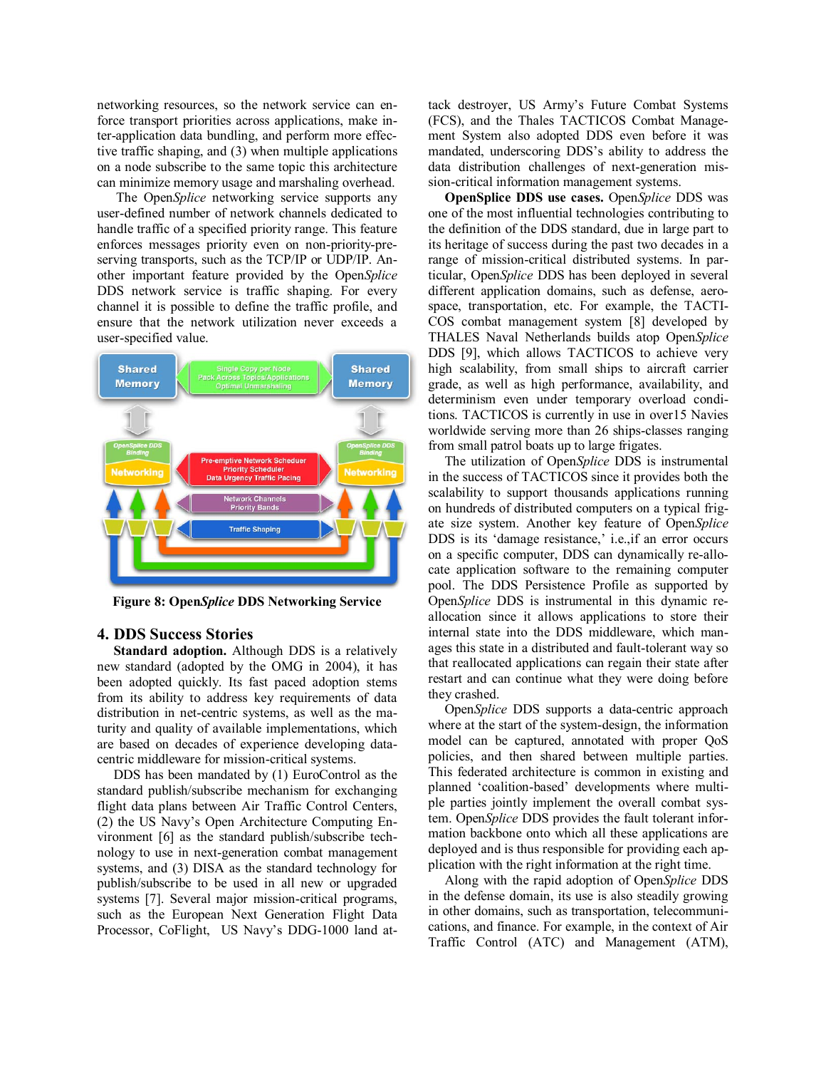networking resources, so the network service can enforce transport priorities across applications, make inter-application data bundling, and perform more effective traffic shaping, and (3) when multiple applications on a node subscribe to the same topic this architecture can minimize memory usage and marshaling overhead.

The Open*Splice* networking service supports any user-defined number of network channels dedicated to handle traffic of a specified priority range. This feature enforces messages priority even on non-priority-preserving transports, such as the TCP/IP or UDP/IP. Another important feature provided by the Open*Splice* DDS network service is traffic shaping. For every channel it is possible to define the traffic profile, and ensure that the network utilization never exceeds a user-specified value.

**Figure 8: Open*Splice* DDS Networking Service**

## 4. DDS Success Stories

**Standard adoption.** Although DDS is a relatively new standard (adopted by the OMG in 2004), it has been adopted quickly. Its fast paced adoption stems from its ability to address key requirements of data distribution in net-centric systems, as well as the maturity and quality of available implementations, which are based on decades of experience developing data-centric middleware for mission-critical systems.

DDS has been mandated by (1) EuroControl as the standard publish/subscribe mechanism for exchanging flight data plans between Air Traffic Control Centers, (2) the US Navy's Open Architecture Computing Environment [6] as the standard publish/subscribe technology to use in next-generation combat management systems, and (3) DISA as the standard technology for publish/subscribe to be used in all new or upgraded systems [7]. Several major mission-critical programs, such as the European Next Generation Flight Data Processor, CoFlight, US Navy's DDG-1000 land attack destroyer, US Army's Future Combat Systems (FCS), and the Thales TACTICOS Combat Management System also adopted DDS even before it was mandated, underscoring DDS's ability to address the data distribution challenges of next-generation mission-critical information management systems.

**OpenSplice DDS use cases.** Open*Splice* DDS was one of the most influential technologies contributing to the definition of the DDS standard, due in large part to its heritage of success during the past two decades in a range of mission-critical distributed systems. In particular, Open*Splice* DDS has been deployed in several different application domains, such as defense, aerospace, transportation, etc. For example, the TACTICOS combat management system [8] developed by THALES Naval Netherlands builds atop Open*Splice* DDS [9], which allows TACTICOS to achieve very high scalability, from small ships to aircraft carrier grade, as well as high performance, availability, and determinism even under temporary overload conditions. TACTICOS is currently in use in over15 Navies worldwide serving more than 26 ships-classes ranging from small patrol boats up to large frigates.

The utilization of Open*Splice* DDS is instrumental in the success of TACTICOS since it provides both the scalability to support thousands applications running on hundreds of distributed computers on a typical frigate size system. Another key feature of Open*Splice* DDS is its 'damage resistance,' i.e.,if an error occurs on a specific computer, DDS can dynamically re-allocate application software to the remaining computer pool. The DDS Persistence Profile as supported by Open*Splice* DDS is instrumental in this dynamic re-allocation since it allows applications to store their internal state into the DDS middleware, which manages this state in a distributed and fault-tolerant way so that reallocated applications can regain their state after restart and can continue what they were doing before they crashed.

Open*Splice* DDS supports a data-centric approach where at the start of the system-design, the information model can be captured, annotated with proper QoS policies, and then shared between multiple parties. This federated architecture is common in existing and planned 'coalition-based' developments where multiple parties jointly implement the overall combat system. Open*Splice* DDS provides the fault tolerant information backbone onto which all these applications are deployed and is thus responsible for providing each application with the right information at the right time.

Along with the rapid adoption of Open*Splice* DDS in the defense domain, its use is also steadily growing in other domains, such as transportation, telecommunications, and finance. For example, in the context of Air Traffic Control (ATC) and Management (ATM),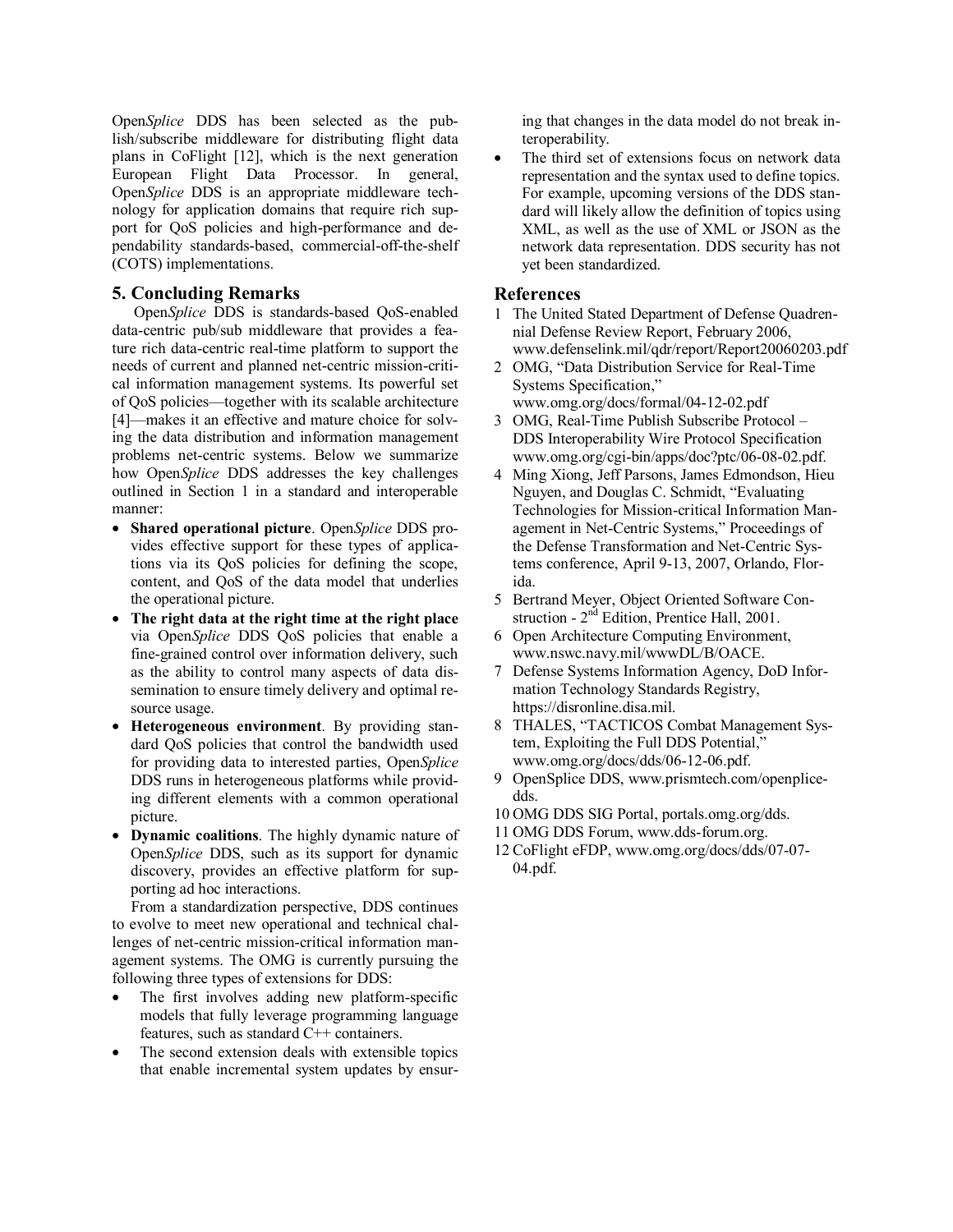Open*Splice* DDS has been selected as the publish/subscribe middleware for distributing flight data plans in CoFlight [12], which is the next generation European Flight Data Processor. In general, Open*Splice* DDS is an appropriate middleware technology for application domains that require rich support for QoS policies and high-performance and dependability standards-based, commercial-off-the-shelf (COTS) implementations.

## 5. Concluding Remarks

Open*Splice* DDS is standards-based QoS-enabled data-centric pub/sub middleware that provides a feature rich data-centric real-time platform to support the needs of current and planned net-centric mission-critical information management systems. Its powerful set of QoS policies—together with its scalable architecture [4]—makes it an effective and mature choice for solving the data distribution and information management problems net-centric systems. Below we summarize how Open*Splice* DDS addresses the key challenges outlined in Section 1 in a standard and interoperable manner:

- **Shared operational picture**. Open*Splice* DDS provides effective support for these types of applications via its QoS policies for defining the scope, content, and QoS of the data model that underlies the operational picture.
- **The right data at the right time at the right place** via Open*Splice* DDS QoS policies that enable a fine-grained control over information delivery, such as the ability to control many aspects of data dissemination to ensure timely delivery and optimal resource usage.
- **Heterogeneous environment**. By providing standard QoS policies that control the bandwidth used for providing data to interested parties, Open*Splice* DDS runs in heterogeneous platforms while providing different elements with a common operational picture.
- **Dynamic coalitions**. The highly dynamic nature of Open*Splice* DDS, such as its support for dynamic discovery, provides an effective platform for supporting ad hoc interactions.

From a standardization perspective, DDS continues to evolve to meet new operational and technical challenges of net-centric mission-critical information management systems. The OMG is currently pursuing the following three types of extensions for DDS:

- The first involves adding new platform-specific models that fully leverage programming language features, such as standard C++ containers.
- The second extension deals with extensible topics that enable incremental system updates by ensuring that changes in the data model do not break interoperability.
- The third set of extensions focus on network data representation and the syntax used to define topics. For example, upcoming versions of the DDS standard will likely allow the definition of topics using XML, as well as the use of XML or JSON as the network data representation. DDS security has not yet been standardized.

## References

1. The United Stated Department of Defense Quadrennial Defense Review Report, February 2006, www.defenselink.mil/qdr/report/Report20060203.pdf
2. OMG, “Data Distribution Service for Real-Time Systems Specification,” www.omg.org/docs/formal/04-12-02.pdf
3. OMG, Real-Time Publish Subscribe Protocol – DDS Interoperability Wire Protocol Specification www.omg.org/cgi-bin/apps/doc?ptc/06-08-02.pdf.
4. Ming Xiong, Jeff Parsons, James Edmondson, Hieu Nguyen, and Douglas C. Schmidt, “Evaluating Technologies for Mission-critical Information Management in Net-Centric Systems,” Proceedings of the Defense Transformation and Net-Centric Systems conference, April 9-13, 2007, Orlando, Florida.
5. Bertrand Meyer, Object Oriented Software Construction - 2nd Edition, Prentice Hall, 2001.
6. Open Architecture Computing Environment, www.nswc.navy.mil/wwwDL/B/OACE.
7. Defense Systems Information Agency, DoD Information Technology Standards Registry, https://disronline.disa.mil.
8. THALES, “TACTICOS Combat Management System, Exploiting the Full DDS Potential,” www.omg.org/docs/dds/06-12-06.pdf.
9. OpenSplice DDS, www.prismtech.com/openplice-dds.
10. OMG DDS SIG Portal, portals.omg.org/dds.
11. OMG DDS Forum, www.dds-forum.org.
12. CoFlight eFDP, www.omg.org/docs/dds/07-07-04.pdf.